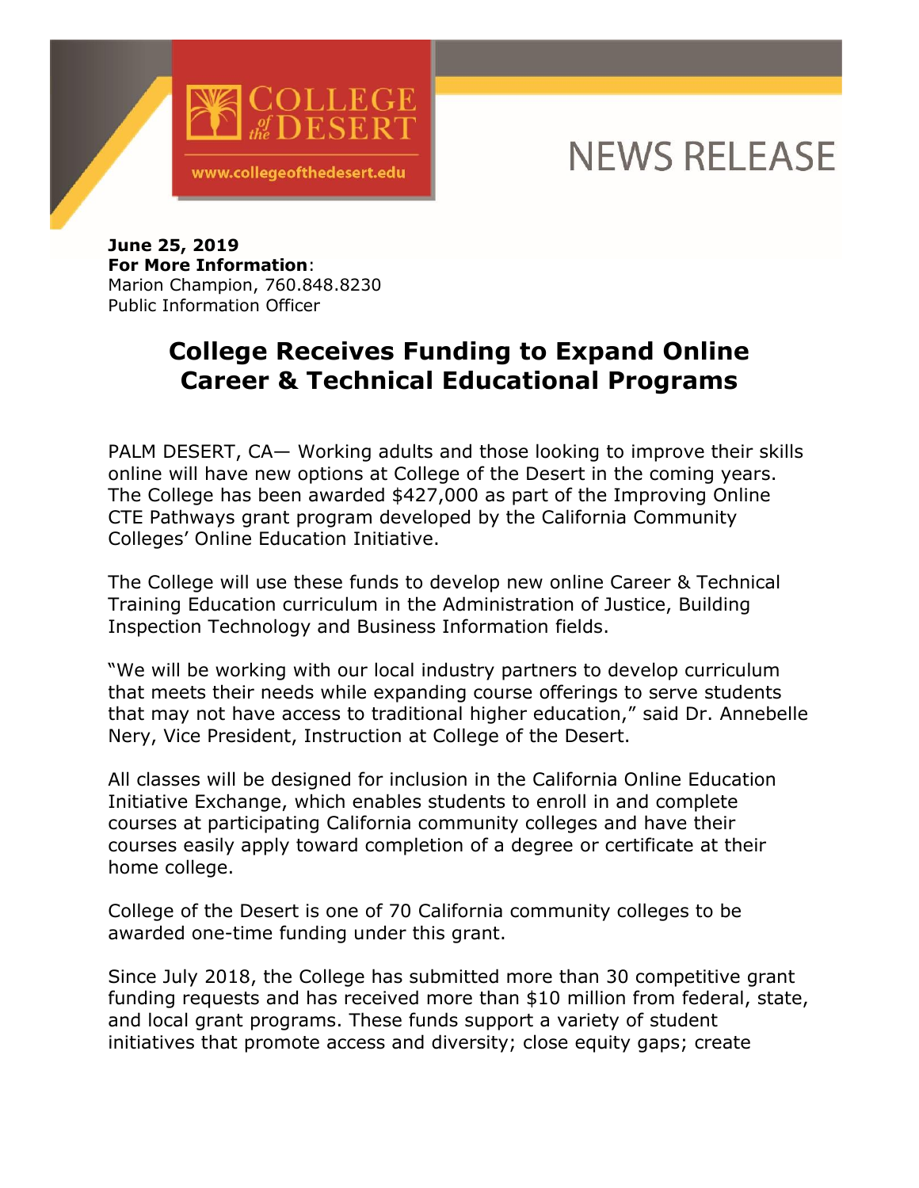COLLEGE of the DESERT

www.collegeofthedesert.edu

NEWS RELEASE

**June 25, 2019**
**For More Information**:
Marion Champion, 760.848.8230
Public Information Officer

# College Receives Funding to Expand Online Career & Technical Educational Programs

PALM DESERT, CA— Working adults and those looking to improve their skills online will have new options at College of the Desert in the coming years. The College has been awarded $427,000 as part of the Improving Online CTE Pathways grant program developed by the California Community Colleges' Online Education Initiative.

The College will use these funds to develop new online Career & Technical Training Education curriculum in the Administration of Justice, Building Inspection Technology and Business Information fields.

"We will be working with our local industry partners to develop curriculum that meets their needs while expanding course offerings to serve students that may not have access to traditional higher education," said Dr. Annebelle Nery, Vice President, Instruction at College of the Desert.

All classes will be designed for inclusion in the California Online Education Initiative Exchange, which enables students to enroll in and complete courses at participating California community colleges and have their courses easily apply toward completion of a degree or certificate at their home college.

College of the Desert is one of 70 California community colleges to be awarded one-time funding under this grant.

Since July 2018, the College has submitted more than 30 competitive grant funding requests and has received more than $10 million from federal, state, and local grant programs. These funds support a variety of student initiatives that promote access and diversity; close equity gaps; create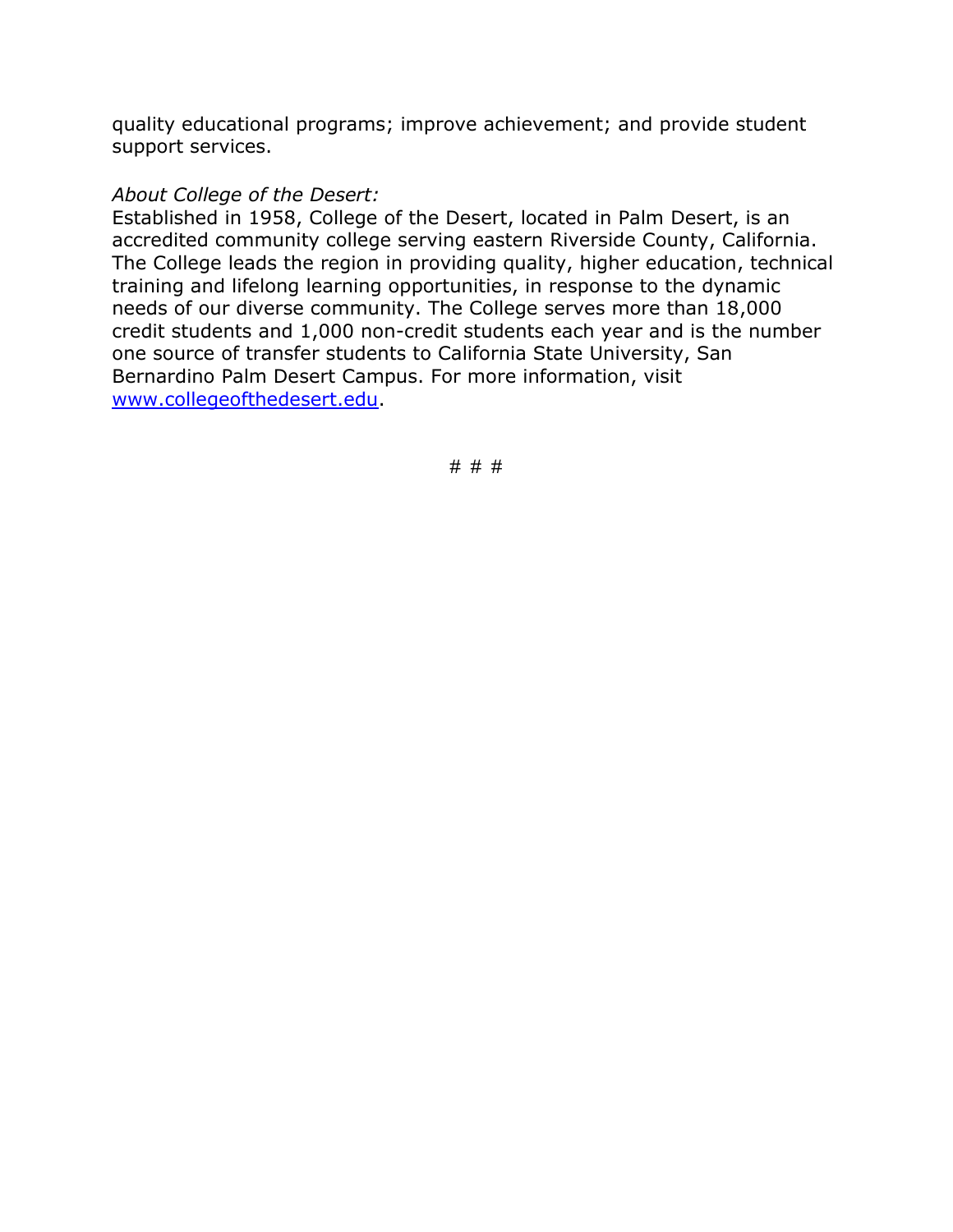quality educational programs; improve achievement; and provide student support services.

*About College of the Desert:*

Established in 1958, College of the Desert, located in Palm Desert, is an accredited community college serving eastern Riverside County, California. The College leads the region in providing quality, higher education, technical training and lifelong learning opportunities, in response to the dynamic needs of our diverse community. The College serves more than 18,000 credit students and 1,000 non-credit students each year and is the number one source of transfer students to California State University, San Bernardino Palm Desert Campus. For more information, visit [www.collegeofthedesert.edu](http://www.collegeofthedesert.edu).

# # #